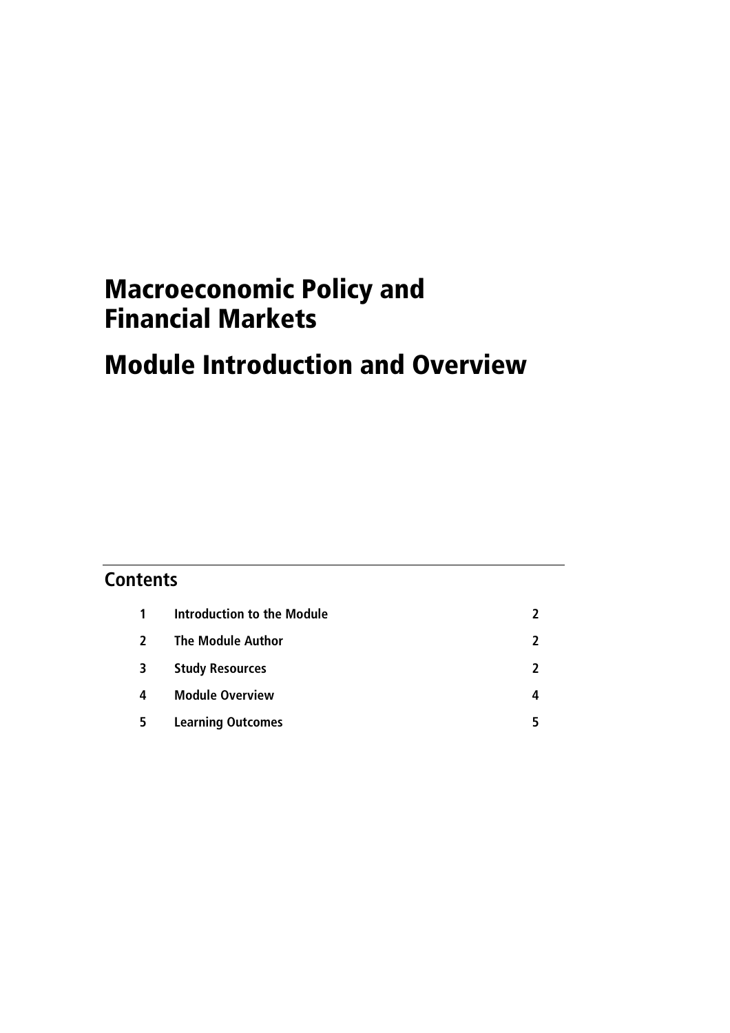# Macroeconomic Policy and Financial Markets

# Module Introduction and Overview

## Contents

| | | |
|---|---|---|
| 1 | Introduction to the Module | 2 |
| 2 | The Module Author | 2 |
| 3 | Study Resources | 2 |
| 4 | Module Overview | 4 |
| 5 | Learning Outcomes | 5 |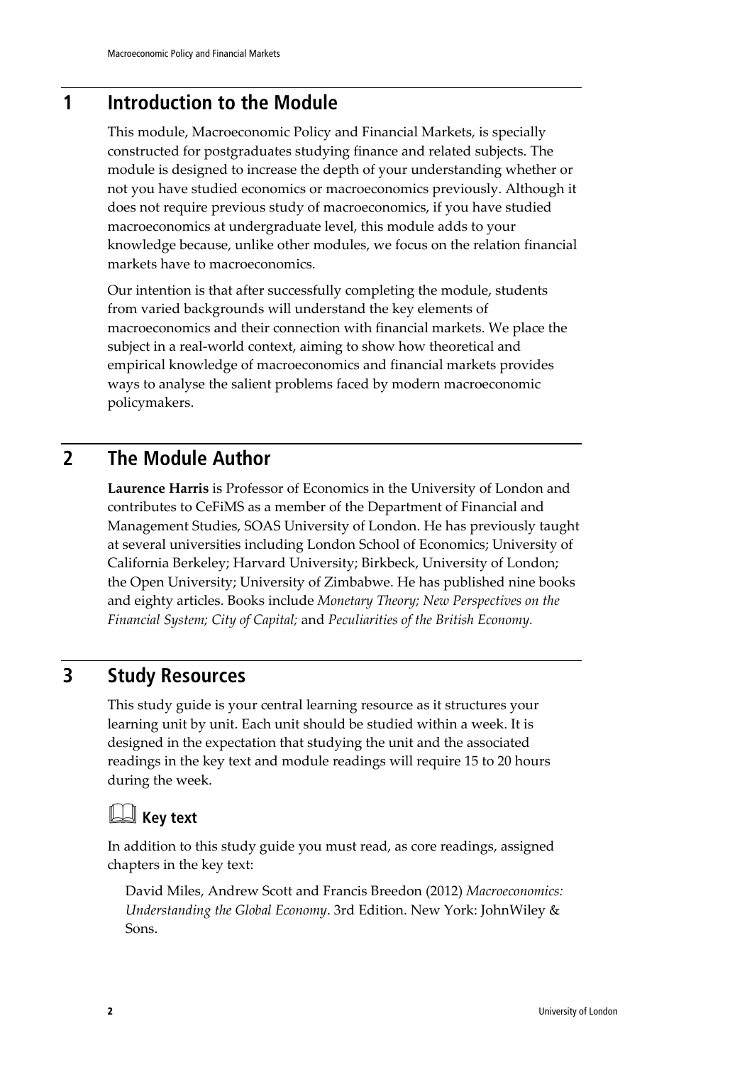## 1 Introduction to the Module

This module, Macroeconomic Policy and Financial Markets, is specially constructed for postgraduates studying finance and related subjects. The module is designed to increase the depth of your understanding whether or not you have studied economics or macroeconomics previously. Although it does not require previous study of macroeconomics, if you have studied macroeconomics at undergraduate level, this module adds to your knowledge because, unlike other modules, we focus on the relation financial markets have to macroeconomics.

Our intention is that after successfully completing the module, students from varied backgrounds will understand the key elements of macroeconomics and their connection with financial markets. We place the subject in a real-world context, aiming to show how theoretical and empirical knowledge of macroeconomics and financial markets provides ways to analyse the salient problems faced by modern macroeconomic policymakers.

## 2 The Module Author

**Laurence Harris** is Professor of Economics in the University of London and contributes to CeFiMS as a member of the Department of Financial and Management Studies, SOAS University of London. He has previously taught at several universities including London School of Economics; University of California Berkeley; Harvard University; Birkbeck, University of London; the Open University; University of Zimbabwe. He has published nine books and eighty articles. Books include *Monetary Theory; New Perspectives on the Financial System; City of Capital;* and *Peculiarities of the British Economy.*

## 3 Study Resources

This study guide is your central learning resource as it structures your learning unit by unit. Each unit should be studied within a week. It is designed in the expectation that studying the unit and the associated readings in the key text and module readings will require 15 to 20 hours during the week.

### Key text

In addition to this study guide you must read, as core readings, assigned chapters in the key text:

> David Miles, Andrew Scott and Francis Breedon (2012) *Macroeconomics: Understanding the Global Economy*. 3rd Edition. New York: JohnWiley & Sons.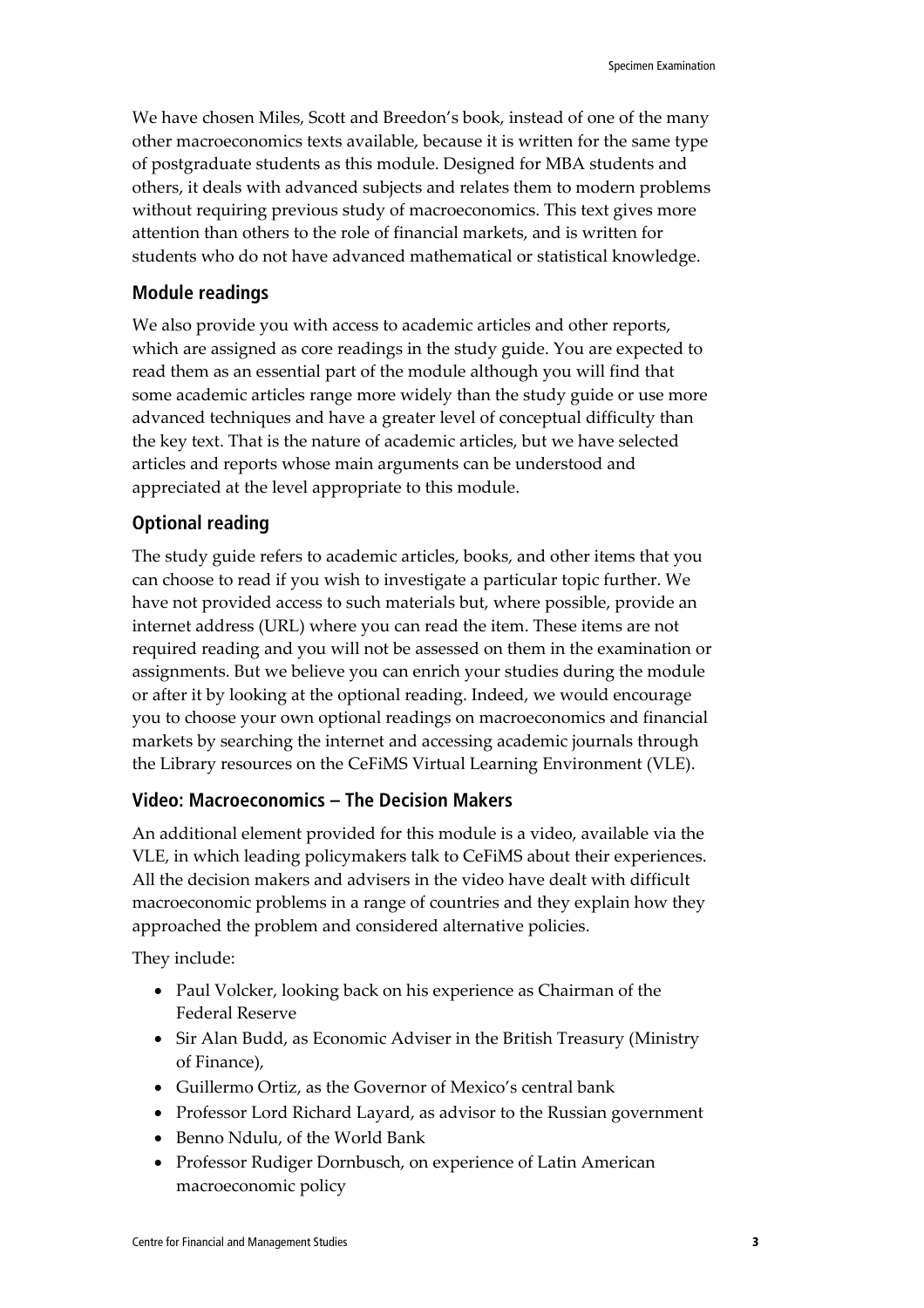We have chosen Miles, Scott and Breedon's book, instead of one of the many other macroeconomics texts available, because it is written for the same type of postgraduate students as this module. Designed for MBA students and others, it deals with advanced subjects and relates them to modern problems without requiring previous study of macroeconomics. This text gives more attention than others to the role of financial markets, and is written for students who do not have advanced mathematical or statistical knowledge.

## Module readings

We also provide you with access to academic articles and other reports, which are assigned as core readings in the study guide. You are expected to read them as an essential part of the module although you will find that some academic articles range more widely than the study guide or use more advanced techniques and have a greater level of conceptual difficulty than the key text. That is the nature of academic articles, but we have selected articles and reports whose main arguments can be understood and appreciated at the level appropriate to this module.

## Optional reading

The study guide refers to academic articles, books, and other items that you can choose to read if you wish to investigate a particular topic further. We have not provided access to such materials but, where possible, provide an internet address (URL) where you can read the item. These items are not required reading and you will not be assessed on them in the examination or assignments. But we believe you can enrich your studies during the module or after it by looking at the optional reading. Indeed, we would encourage you to choose your own optional readings on macroeconomics and financial markets by searching the internet and accessing academic journals through the Library resources on the CeFiMS Virtual Learning Environment (VLE).

## Video: Macroeconomics – The Decision Makers

An additional element provided for this module is a video, available via the VLE, in which leading policymakers talk to CeFiMS about their experiences. All the decision makers and advisers in the video have dealt with difficult macroeconomic problems in a range of countries and they explain how they approached the problem and considered alternative policies.

They include:

- Paul Volcker, looking back on his experience as Chairman of the Federal Reserve
- Sir Alan Budd, as Economic Adviser in the British Treasury (Ministry of Finance),
- Guillermo Ortiz, as the Governor of Mexico's central bank
- Professor Lord Richard Layard, as advisor to the Russian government
- Benno Ndulu, of the World Bank
- Professor Rudiger Dornbusch, on experience of Latin American macroeconomic policy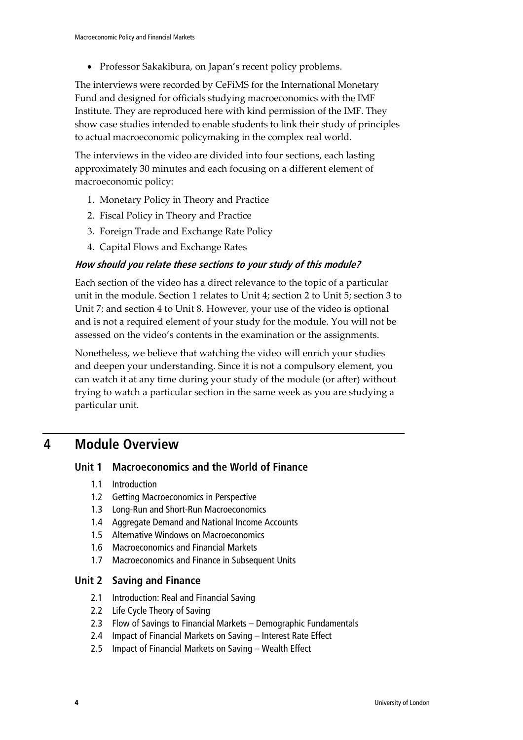- Professor Sakakibura, on Japan's recent policy problems.

The interviews were recorded by CeFiMS for the International Monetary Fund and designed for officials studying macroeconomics with the IMF Institute. They are reproduced here with kind permission of the IMF. They show case studies intended to enable students to link their study of principles to actual macroeconomic policymaking in the complex real world.

The interviews in the video are divided into four sections, each lasting approximately 30 minutes and each focusing on a different element of macroeconomic policy:

1. Monetary Policy in Theory and Practice
2. Fiscal Policy in Theory and Practice
3. Foreign Trade and Exchange Rate Policy
4. Capital Flows and Exchange Rates

***How should you relate these sections to your study of this module?***

Each section of the video has a direct relevance to the topic of a particular unit in the module. Section 1 relates to Unit 4; section 2 to Unit 5; section 3 to Unit 7; and section 4 to Unit 8. However, your use of the video is optional and is not a required element of your study for the module. You will not be assessed on the video's contents in the examination or the assignments.

Nonetheless, we believe that watching the video will enrich your studies and deepen your understanding. Since it is not a compulsory element, you can watch it at any time during your study of the module (or after) without trying to watch a particular section in the same week as you are studying a particular unit.

## 4 Module Overview

### Unit 1 Macroeconomics and the World of Finance

1.1 Introduction
1.2 Getting Macroeconomics in Perspective
1.3 Long-Run and Short-Run Macroeconomics
1.4 Aggregate Demand and National Income Accounts
1.5 Alternative Windows on Macroeconomics
1.6 Macroeconomics and Financial Markets
1.7 Macroeconomics and Finance in Subsequent Units

### Unit 2 Saving and Finance

2.1 Introduction: Real and Financial Saving
2.2 Life Cycle Theory of Saving
2.3 Flow of Savings to Financial Markets – Demographic Fundamentals
2.4 Impact of Financial Markets on Saving – Interest Rate Effect
2.5 Impact of Financial Markets on Saving – Wealth Effect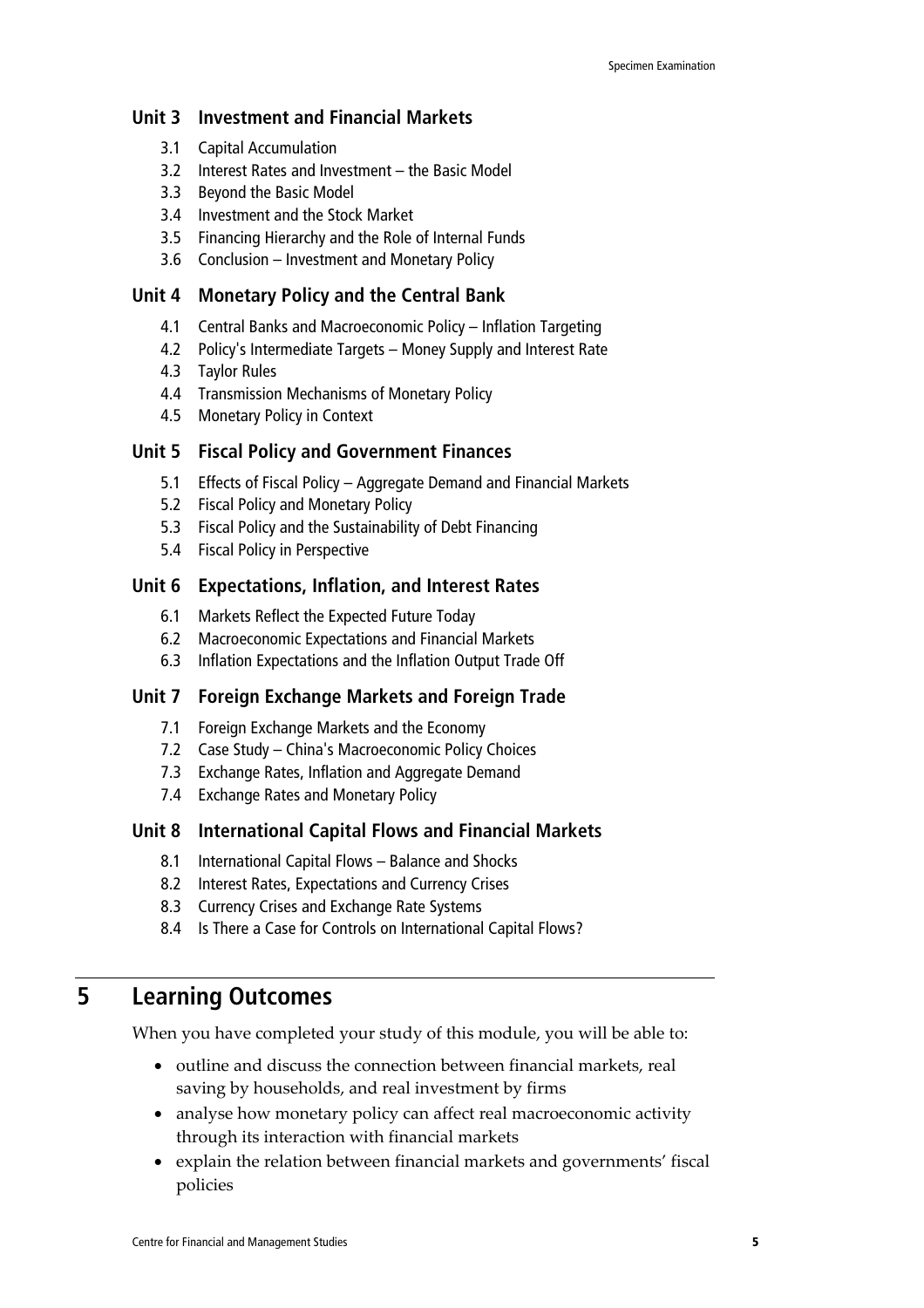### Unit 3 Investment and Financial Markets

- 3.1 Capital Accumulation
- 3.2 Interest Rates and Investment – the Basic Model
- 3.3 Beyond the Basic Model
- 3.4 Investment and the Stock Market
- 3.5 Financing Hierarchy and the Role of Internal Funds
- 3.6 Conclusion – Investment and Monetary Policy

### Unit 4 Monetary Policy and the Central Bank

- 4.1 Central Banks and Macroeconomic Policy – Inflation Targeting
- 4.2 Policy's Intermediate Targets – Money Supply and Interest Rate
- 4.3 Taylor Rules
- 4.4 Transmission Mechanisms of Monetary Policy
- 4.5 Monetary Policy in Context

### Unit 5 Fiscal Policy and Government Finances

- 5.1 Effects of Fiscal Policy – Aggregate Demand and Financial Markets
- 5.2 Fiscal Policy and Monetary Policy
- 5.3 Fiscal Policy and the Sustainability of Debt Financing
- 5.4 Fiscal Policy in Perspective

### Unit 6 Expectations, Inflation, and Interest Rates

- 6.1 Markets Reflect the Expected Future Today
- 6.2 Macroeconomic Expectations and Financial Markets
- 6.3 Inflation Expectations and the Inflation Output Trade Off

### Unit 7 Foreign Exchange Markets and Foreign Trade

- 7.1 Foreign Exchange Markets and the Economy
- 7.2 Case Study – China's Macroeconomic Policy Choices
- 7.3 Exchange Rates, Inflation and Aggregate Demand
- 7.4 Exchange Rates and Monetary Policy

### Unit 8 International Capital Flows and Financial Markets

- 8.1 International Capital Flows – Balance and Shocks
- 8.2 Interest Rates, Expectations and Currency Crises
- 8.3 Currency Crises and Exchange Rate Systems
- 8.4 Is There a Case for Controls on International Capital Flows?

## 5 Learning Outcomes

When you have completed your study of this module, you will be able to:

- outline and discuss the connection between financial markets, real saving by households, and real investment by firms
- analyse how monetary policy can affect real macroeconomic activity through its interaction with financial markets
- explain the relation between financial markets and governments' fiscal policies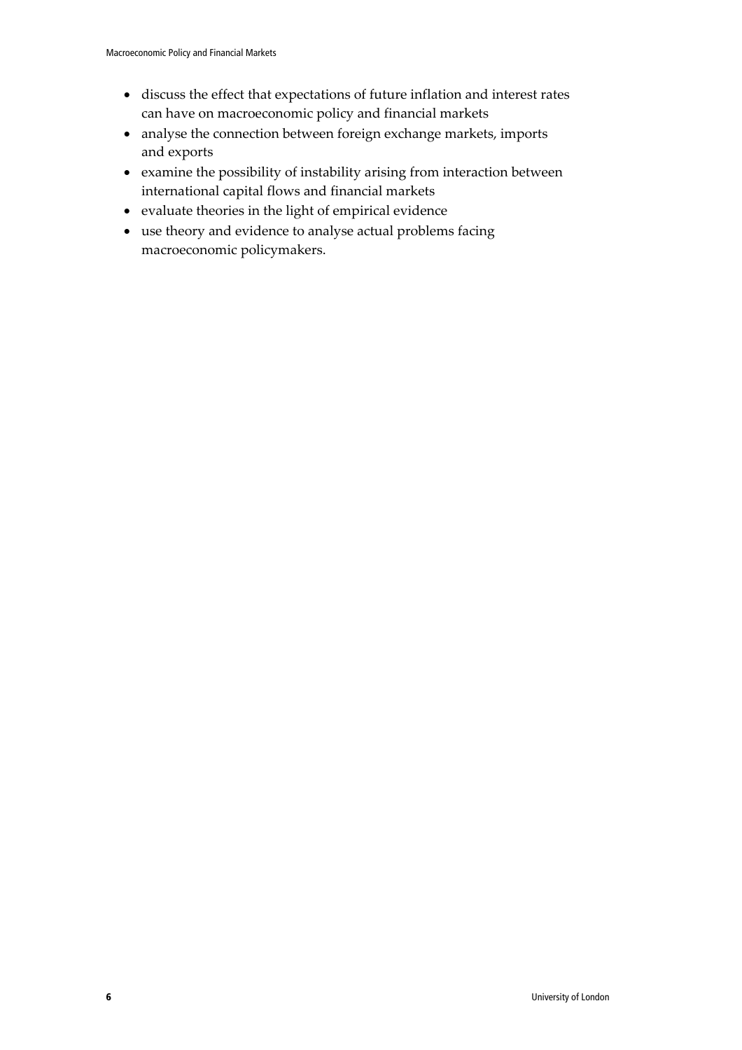- discuss the effect that expectations of future inflation and interest rates can have on macroeconomic policy and financial markets
- analyse the connection between foreign exchange markets, imports and exports
- examine the possibility of instability arising from interaction between international capital flows and financial markets
- evaluate theories in the light of empirical evidence
- use theory and evidence to analyse actual problems facing macroeconomic policymakers.